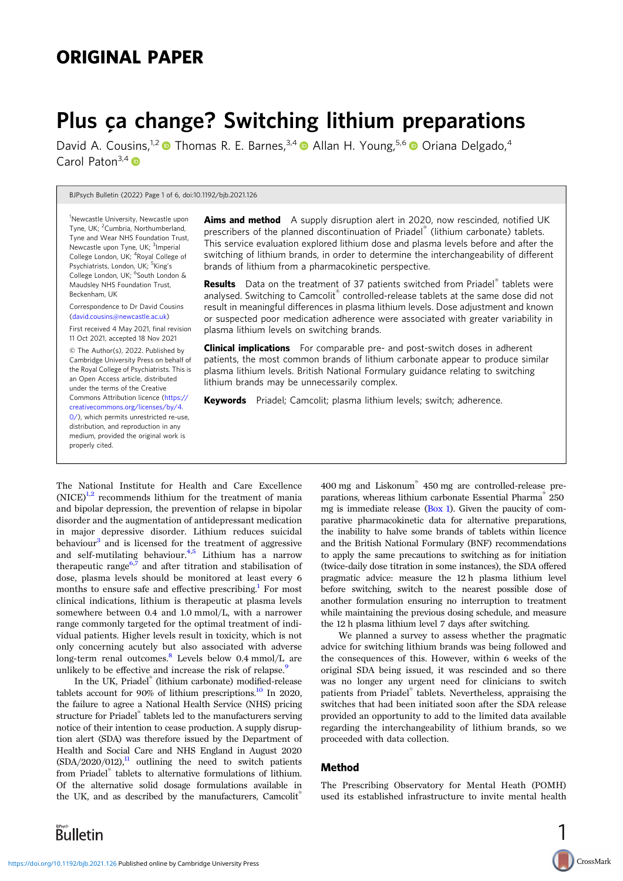## ORIGINAL PAPER

# Plus ça change? Switching lithium preparations

David A. Cousins,[1,2] Thomas R. E. Barnes,[3,4] Allan H. Young,[5,6] Oriana Delgado,[4] Carol Paton[3,4]

[1]Newcastle University, Newcastle upon Tyne, UK; [2]Cumbria, Northumberland, Tyne and Wear NHS Foundation Trust, Newcastle upon Tyne, UK; [3]Imperial College London, UK; [4]Royal College of Psychiatrists, London, UK; [5]King's College London, UK; [6]South London & Maudsley NHS Foundation Trust, Beckenham, UK

Correspondence to Dr David Cousins (david.cousins@newcastle.ac.uk)

First received 4 May 2021, final revision 11 Oct 2021, accepted 18 Nov 2021

© The Author(s), 2022. Published by Cambridge University Press on behalf of the Royal College of Psychiatrists. This is an Open Access article, distributed under the terms of the Creative Commons Attribution licence (https://creativecommons.org/licenses/by/4.0/), which permits unrestricted re-use, distribution, and reproduction in any medium, provided the original work is properly cited.

**Aims and method** A supply disruption alert in 2020, now rescinded, notified UK prescribers of the planned discontinuation of Priadel® (lithium carbonate) tablets. This service evaluation explored lithium dose and plasma levels before and after the switching of lithium brands, in order to determine the interchangeability of different brands of lithium from a pharmacokinetic perspective.

**Results** Data on the treatment of 37 patients switched from Priadel® tablets were analysed. Switching to Camcolit® controlled-release tablets at the same dose did not result in meaningful differences in plasma lithium levels. Dose adjustment and known or suspected poor medication adherence were associated with greater variability in plasma lithium levels on switching brands.

**Clinical implications** For comparable pre- and post-switch doses in adherent patients, the most common brands of lithium carbonate appear to produce similar plasma lithium levels. British National Formulary guidance relating to switching lithium brands may be unnecessarily complex.

**Keywords** Priadel; Camcolit; plasma lithium levels; switch; adherence.

The National Institute for Health and Care Excellence (NICE)[1,2] recommends lithium for the treatment of mania and bipolar depression, the prevention of relapse in bipolar disorder and the augmentation of antidepressant medication in major depressive disorder. Lithium reduces suicidal behaviour[3] and is licensed for the treatment of aggressive and self-mutilating behaviour.[4,5] Lithium has a narrow therapeutic range[6,7] and after titration and stabilisation of dose, plasma levels should be monitored at least every 6 months to ensure safe and effective prescribing.[1] For most clinical indications, lithium is therapeutic at plasma levels somewhere between 0.4 and 1.0 mmol/L, with a narrower range commonly targeted for the optimal treatment of individual patients. Higher levels result in toxicity, which is not only concerning acutely but also associated with adverse long-term renal outcomes.[8] Levels below 0.4 mmol/L are unlikely to be effective and increase the risk of relapse.[9]

In the UK, Priadel® (lithium carbonate) modified-release tablets account for 90% of lithium prescriptions.[10] In 2020, the failure to agree a National Health Service (NHS) pricing structure for Priadel® tablets led to the manufacturers serving notice of their intention to cease production. A supply disruption alert (SDA) was therefore issued by the Department of Health and Social Care and NHS England in August 2020 (SDA/2020/012),[11] outlining the need to switch patients from Priadel® tablets to alternative formulations of lithium. Of the alternative solid dosage formulations available in the UK, and as described by the manufacturers, Camcolit® 400 mg and Liskonum® 450 mg are controlled-release preparations, whereas lithium carbonate Essential Pharma® 250 mg is immediate release (Box 1). Given the paucity of comparative pharmacokinetic data for alternative preparations, the inability to halve some brands of tablets within licence and the British National Formulary (BNF) recommendations to apply the same precautions to switching as for initiation (twice-daily dose titration in some instances), the SDA offered pragmatic advice: measure the 12 h plasma lithium level before switching, switch to the nearest possible dose of another formulation ensuring no interruption to treatment while maintaining the previous dosing schedule, and measure the 12 h plasma lithium level 7 days after switching.

We planned a survey to assess whether the pragmatic advice for switching lithium brands was being followed and the consequences of this. However, within 6 weeks of the original SDA being issued, it was rescinded and so there was no longer any urgent need for clinicians to switch patients from Priadel® tablets. Nevertheless, appraising the switches that had been initiated soon after the SDA release provided an opportunity to add to the limited data available regarding the interchangeability of lithium brands, so we proceeded with data collection.

## Method

The Prescribing Observatory for Mental Heath (POMH) used its established infrastructure to invite mental health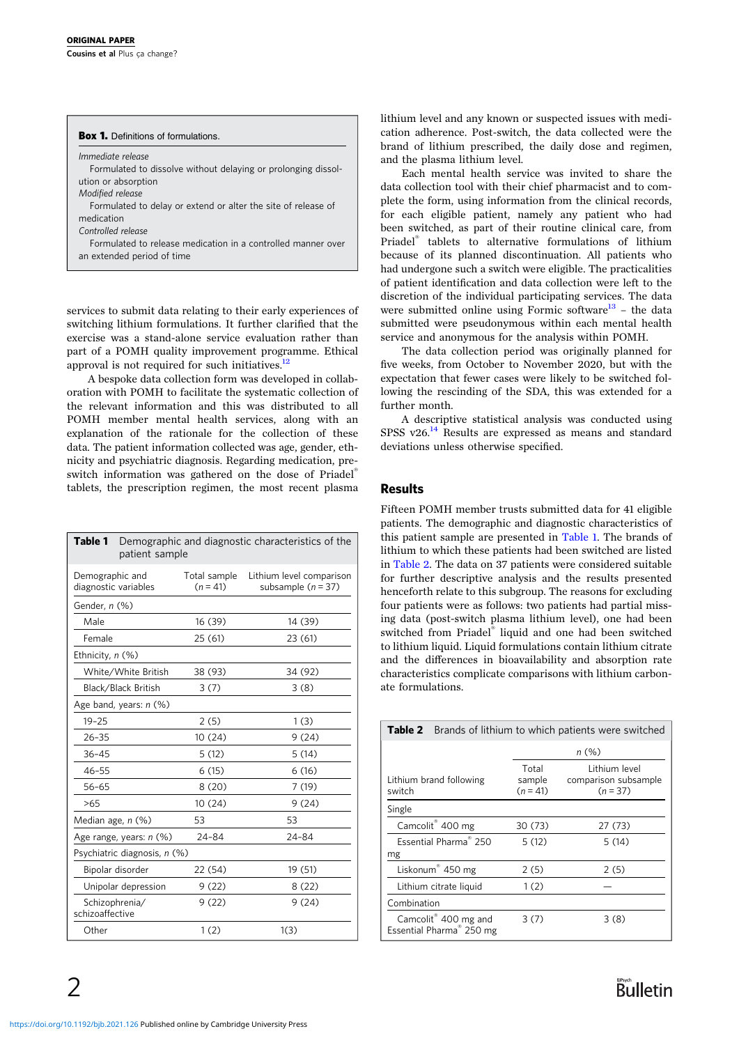**Box 1.** Definitions of formulations.

*Immediate release*
Formulated to dissolve without delaying or prolonging dissolution or absorption
*Modified release*
Formulated to delay or extend or alter the site of release of medication
*Controlled release*
Formulated to release medication in a controlled manner over an extended period of time

services to submit data relating to their early experiences of switching lithium formulations. It further clarified that the exercise was a stand-alone service evaluation rather than part of a POMH quality improvement programme. Ethical approval is not required for such initiatives.[12]

A bespoke data collection form was developed in collaboration with POMH to facilitate the systematic collection of the relevant information and this was distributed to all POMH member mental health services, along with an explanation of the rationale for the collection of these data. The patient information collected was age, gender, ethnicity and psychiatric diagnosis. Regarding medication, pre-switch information was gathered on the dose of Priadel® tablets, the prescription regimen, the most recent plasma lithium level and any known or suspected issues with medication adherence. Post-switch, the data collected were the brand of lithium prescribed, the daily dose and regimen, and the plasma lithium level.

Each mental health service was invited to share the data collection tool with their chief pharmacist and to complete the form, using information from the clinical records, for each eligible patient, namely any patient who had been switched, as part of their routine clinical care, from Priadel® tablets to alternative formulations of lithium because of its planned discontinuation. All patients who had undergone such a switch were eligible. The practicalities of patient identification and data collection were left to the discretion of the individual participating services. The data were submitted online using Formic software[13] – the data submitted were pseudonymous within each mental health service and anonymous for the analysis within POMH.

The data collection period was originally planned for five weeks, from October to November 2020, but with the expectation that fewer cases were likely to be switched following the rescinding of the SDA, this was extended for a further month.

A descriptive statistical analysis was conducted using SPSS v26.[14] Results are expressed as means and standard deviations unless otherwise specified.

## Results

Fifteen POMH member trusts submitted data for 41 eligible patients. The demographic and diagnostic characteristics of this patient sample are presented in Table 1. The brands of lithium to which these patients had been switched are listed in Table 2. The data on 37 patients were considered suitable for further descriptive analysis and the results presented henceforth relate to this subgroup. The reasons for excluding four patients were as follows: two patients had partial missing data (post-switch plasma lithium level), one had been switched from Priadel® liquid and one had been switched to lithium liquid. Liquid formulations contain lithium citrate and the differences in bioavailability and absorption rate characteristics complicate comparisons with lithium carbonate formulations.

**Table 1** Demographic and diagnostic characteristics of the patient sample

| Demographic and diagnostic variables | Total sample ($n = 41$) | Lithium level comparison subsample ($n = 37$) |
|---|---|---|
| Gender, *n* (%) | | |
| Male | 16 (39) | 14 (39) |
| Female | 25 (61) | 23 (61) |
| Ethnicity, *n* (%) | | |
| White/White British | 38 (93) | 34 (92) |
| Black/Black British | 3 (7) | 3 (8) |
| Age band, years: *n* (%) | | |
| 19–25 | 2 (5) | 1 (3) |
| 26–35 | 10 (24) | 9 (24) |
| 36–45 | 5 (12) | 5 (14) |
| 46–55 | 6 (15) | 6 (16) |
| 56–65 | 8 (20) | 7 (19) |
| >65 | 10 (24) | 9 (24) |
| Median age, *n* (%) | 53 | 53 |
| Age range, years: *n* (%) | 24–84 | 24–84 |
| Psychiatric diagnosis, *n* (%) | | |
| Bipolar disorder | 22 (54) | 19 (51) |
| Unipolar depression | 9 (22) | 8 (22) |
| Schizophrenia/schizoaffective | 9 (22) | 9 (24) |
| Other | 1 (2) | 1(3) |

**Table 2** Brands of lithium to which patients were switched

| Lithium brand following switch | Total sample ($n = 41$), *n* (%) | Lithium level comparison subsample ($n = 37$), *n* (%) |
|---|---|---|
| Single | | |
| Camcolit® 400 mg | 30 (73) | 27 (73) |
| Essential Pharma® 250 mg | 5 (12) | 5 (14) |
| Liskonum® 450 mg | 2 (5) | 2 (5) |
| Lithium citrate liquid | 1 (2) | — |
| Combination | | |
| Camcolit® 400 mg and Essential Pharma® 250 mg | 3 (7) | 3 (8) |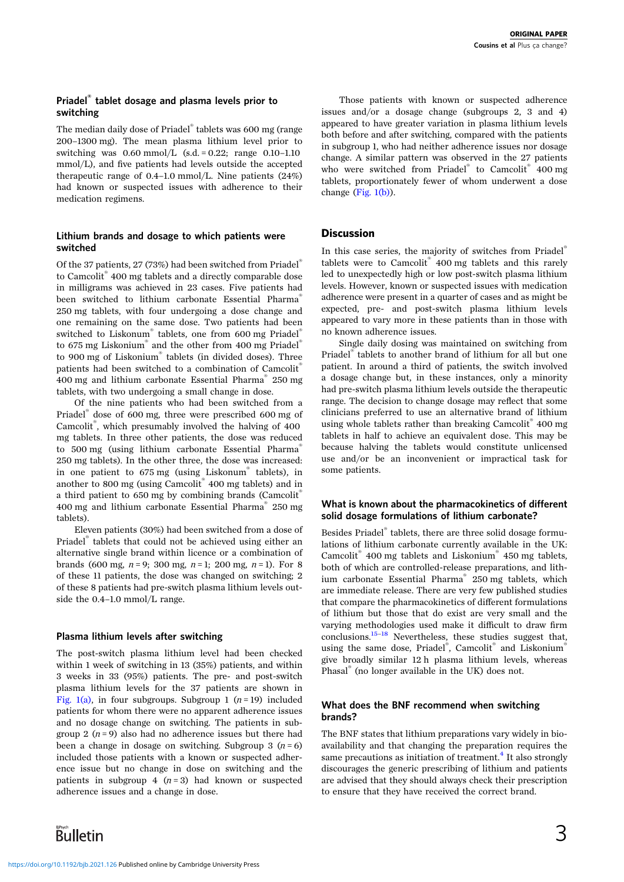### Priadel® tablet dosage and plasma levels prior to switching

The median daily dose of Priadel® tablets was 600 mg (range 200–1300 mg). The mean plasma lithium level prior to switching was 0.60 mmol/L (s.d. = 0.22; range 0.10–1.10 mmol/L), and five patients had levels outside the accepted therapeutic range of 0.4–1.0 mmol/L. Nine patients (24%) had known or suspected issues with adherence to their medication regimens.

### Lithium brands and dosage to which patients were switched

Of the 37 patients, 27 (73%) had been switched from Priadel® to Camcolit® 400 mg tablets and a directly comparable dose in milligrams was achieved in 23 cases. Five patients had been switched to lithium carbonate Essential Pharma® 250 mg tablets, with four undergoing a dose change and one remaining on the same dose. Two patients had been switched to Liskonum® tablets, one from 600 mg Priadel® to 675 mg Liskonium® and the other from 400 mg Priadel® to 900 mg of Liskonium® tablets (in divided doses). Three patients had been switched to a combination of Camcolit® 400 mg and lithium carbonate Essential Pharma® 250 mg tablets, with two undergoing a small change in dose.

Of the nine patients who had been switched from a Priadel® dose of 600 mg, three were prescribed 600 mg of Camcolit®, which presumably involved the halving of 400 mg tablets. In three other patients, the dose was reduced to 500 mg (using lithium carbonate Essential Pharma® 250 mg tablets). In the other three, the dose was increased: in one patient to 675 mg (using Liskonum® tablets), in another to 800 mg (using Camcolit® 400 mg tablets) and in a third patient to 650 mg by combining brands (Camcolit® 400 mg and lithium carbonate Essential Pharma® 250 mg tablets).

Eleven patients (30%) had been switched from a dose of Priadel® tablets that could not be achieved using either an alternative single brand within licence or a combination of brands (600 mg, $n = 9$; 300 mg, $n = 1$; 200 mg, $n = 1$). For 8 of these 11 patients, the dose was changed on switching; 2 of these 8 patients had pre-switch plasma lithium levels outside the 0.4–1.0 mmol/L range.

### Plasma lithium levels after switching

The post-switch plasma lithium level had been checked within 1 week of switching in 13 (35%) patients, and within 3 weeks in 33 (95%) patients. The pre- and post-switch plasma lithium levels for the 37 patients are shown in Fig. 1(a), in four subgroups. Subgroup 1 ($n = 19$) included patients for whom there were no apparent adherence issues and no dosage change on switching. The patients in subgroup 2 ($n = 9$) also had no adherence issues but there had been a change in dosage on switching. Subgroup 3 ($n = 6$) included those patients with a known or suspected adherence issue but no change in dose on switching and the patients in subgroup 4 ($n = 3$) had known or suspected adherence issues and a change in dose.

Those patients with known or suspected adherence issues and/or a dosage change (subgroups 2, 3 and 4) appeared to have greater variation in plasma lithium levels both before and after switching, compared with the patients in subgroup 1, who had neither adherence issues nor dosage change. A similar pattern was observed in the 27 patients who were switched from Priadel® to Camcolit® 400 mg tablets, proportionately fewer of whom underwent a dose change (Fig. 1(b)).

## Discussion

In this case series, the majority of switches from Priadel® tablets were to Camcolit® 400 mg tablets and this rarely led to unexpectedly high or low post-switch plasma lithium levels. However, known or suspected issues with medication adherence were present in a quarter of cases and as might be expected, pre- and post-switch plasma lithium levels appeared to vary more in these patients than in those with no known adherence issues.

Single daily dosing was maintained on switching from Priadel® tablets to another brand of lithium for all but one patient. In around a third of patients, the switch involved a dosage change but, in these instances, only a minority had pre-switch plasma lithium levels outside the therapeutic range. The decision to change dosage may reflect that some clinicians preferred to use an alternative brand of lithium using whole tablets rather than breaking Camcolit® 400 mg tablets in half to achieve an equivalent dose. This may be because halving the tablets would constitute unlicensed use and/or be an inconvenient or impractical task for some patients.

### What is known about the pharmacokinetics of different solid dosage formulations of lithium carbonate?

Besides Priadel® tablets, there are three solid dosage formulations of lithium carbonate currently available in the UK: Camcolit® 400 mg tablets and Liskonium® 450 mg tablets, both of which are controlled-release preparations, and lithium carbonate Essential Pharma® 250 mg tablets, which are immediate release. There are very few published studies that compare the pharmacokinetics of different formulations of lithium but those that do exist are very small and the varying methodologies used make it difficult to draw firm conclusions.[15–18] Nevertheless, these studies suggest that, using the same dose, Priadel®, Camcolit® and Liskonium® give broadly similar 12 h plasma lithium levels, whereas Phasal® (no longer available in the UK) does not.

### What does the BNF recommend when switching brands?

The BNF states that lithium preparations vary widely in bioavailability and that changing the preparation requires the same precautions as initiation of treatment.[4] It also strongly discourages the generic prescribing of lithium and patients are advised that they should always check their prescription to ensure that they have received the correct brand.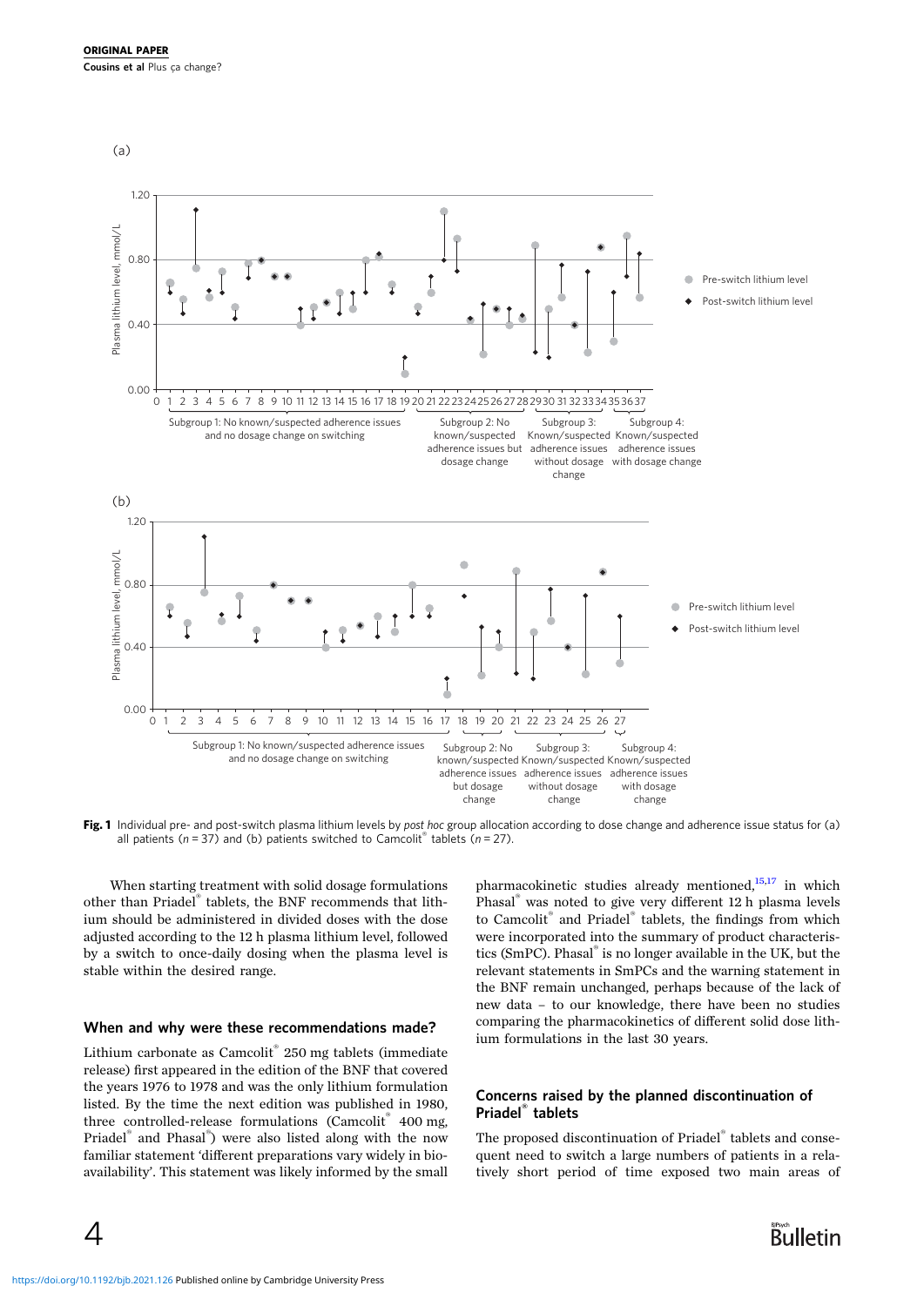Fig. 1 Individual pre- and post-switch plasma lithium levels by *post hoc* group allocation according to dose change and adherence issue status for (a) all patients ($n = 37$) and (b) patients switched to Camcolit® tablets ($n = 27$).

When starting treatment with solid dosage formulations other than Priadel® tablets, the BNF recommends that lithium should be administered in divided doses with the dose adjusted according to the 12 h plasma lithium level, followed by a switch to once-daily dosing when the plasma level is stable within the desired range.

## When and why were these recommendations made?

Lithium carbonate as Camcolit® 250 mg tablets (immediate release) first appeared in the edition of the BNF that covered the years 1976 to 1978 and was the only lithium formulation listed. By the time the next edition was published in 1980, three controlled-release formulations (Camcolit® 400 mg, Priadel® and Phasal®) were also listed along with the now familiar statement 'different preparations vary widely in bioavailability'. This statement was likely informed by the small pharmacokinetic studies already mentioned,[15,17] in which Phasal® was noted to give very different 12 h plasma levels to Camcolit® and Priadel® tablets, the findings from which were incorporated into the summary of product characteristics (SmPC). Phasal® is no longer available in the UK, but the relevant statements in SmPCs and the warning statement in the BNF remain unchanged, perhaps because of the lack of new data – to our knowledge, there have been no studies comparing the pharmacokinetics of different solid dose lithium formulations in the last 30 years.

## Concerns raised by the planned discontinuation of Priadel® tablets

The proposed discontinuation of Priadel® tablets and consequent need to switch a large numbers of patients in a relatively short period of time exposed two main areas of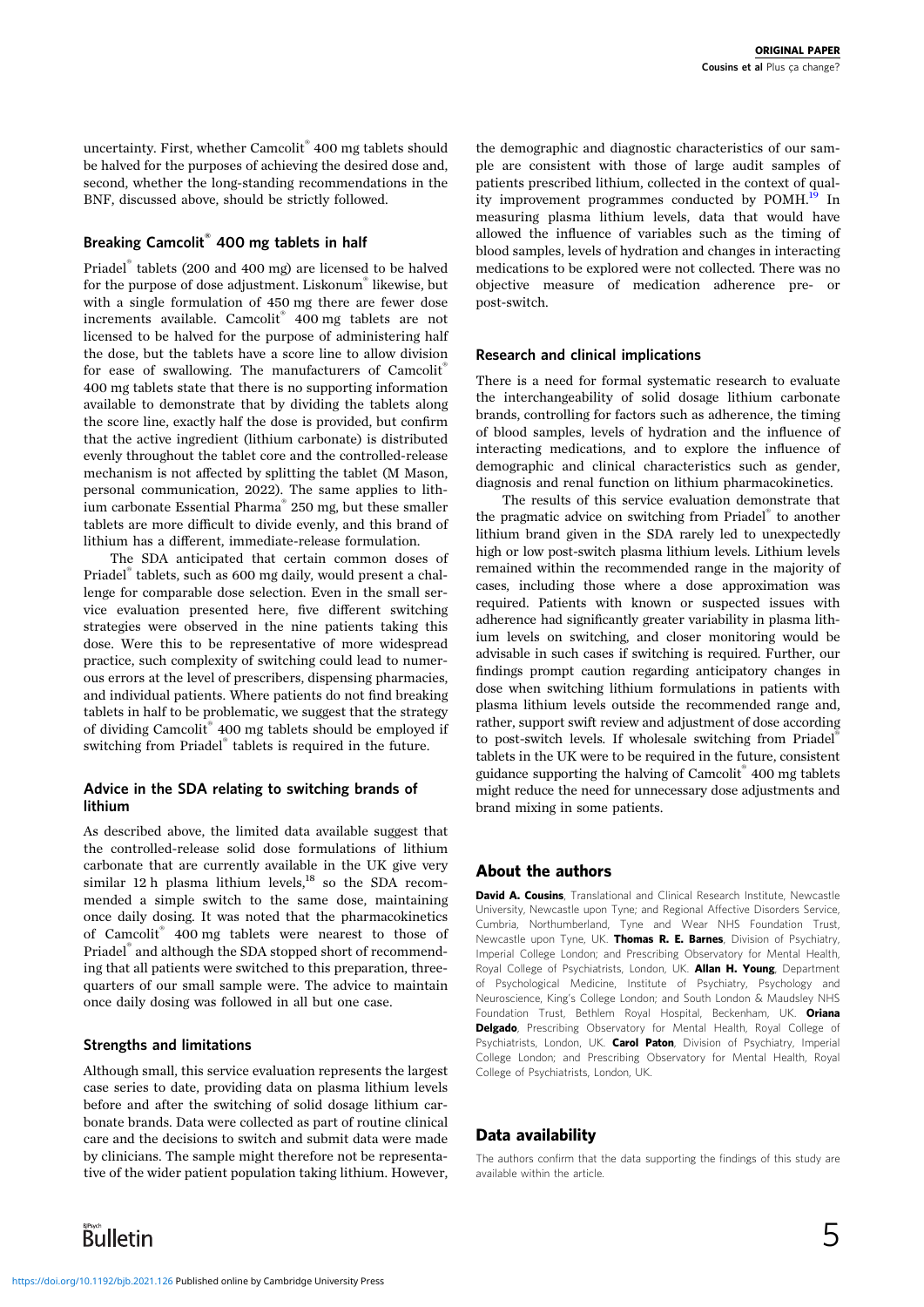uncertainty. First, whether Camcolit® 400 mg tablets should be halved for the purposes of achieving the desired dose and, second, whether the long-standing recommendations in the BNF, discussed above, should be strictly followed.

### Breaking Camcolit® 400 mg tablets in half

Priadel® tablets (200 and 400 mg) are licensed to be halved for the purpose of dose adjustment. Liskonum® likewise, but with a single formulation of 450 mg there are fewer dose increments available. Camcolit® 400 mg tablets are not licensed to be halved for the purpose of administering half the dose, but the tablets have a score line to allow division for ease of swallowing. The manufacturers of Camcolit® 400 mg tablets state that there is no supporting information available to demonstrate that by dividing the tablets along the score line, exactly half the dose is provided, but confirm that the active ingredient (lithium carbonate) is distributed evenly throughout the tablet core and the controlled-release mechanism is not affected by splitting the tablet (M Mason, personal communication, 2022). The same applies to lithium carbonate Essential Pharma® 250 mg, but these smaller tablets are more difficult to divide evenly, and this brand of lithium has a different, immediate-release formulation.

The SDA anticipated that certain common doses of Priadel® tablets, such as 600 mg daily, would present a challenge for comparable dose selection. Even in the small service evaluation presented here, five different switching strategies were observed in the nine patients taking this dose. Were this to be representative of more widespread practice, such complexity of switching could lead to numerous errors at the level of prescribers, dispensing pharmacies, and individual patients. Where patients do not find breaking tablets in half to be problematic, we suggest that the strategy of dividing Camcolit® 400 mg tablets should be employed if switching from Priadel® tablets is required in the future.

### Advice in the SDA relating to switching brands of lithium

As described above, the limited data available suggest that the controlled-release solid dose formulations of lithium carbonate that are currently available in the UK give very similar 12 h plasma lithium levels,[18] so the SDA recommended a simple switch to the same dose, maintaining once daily dosing. It was noted that the pharmacokinetics of Camcolit® 400 mg tablets were nearest to those of Priadel® and although the SDA stopped short of recommending that all patients were switched to this preparation, three-quarters of our small sample were. The advice to maintain once daily dosing was followed in all but one case.

### Strengths and limitations

Although small, this service evaluation represents the largest case series to date, providing data on plasma lithium levels before and after the switching of solid dosage lithium carbonate brands. Data were collected as part of routine clinical care and the decisions to switch and submit data were made by clinicians. The sample might therefore not be representative of the wider patient population taking lithium. However, the demographic and diagnostic characteristics of our sample are consistent with those of large audit samples of patients prescribed lithium, collected in the context of quality improvement programmes conducted by POMH.[19] In measuring plasma lithium levels, data that would have allowed the influence of variables such as the timing of blood samples, levels of hydration and changes in interacting medications to be explored were not collected. There was no objective measure of medication adherence pre- or post-switch.

### Research and clinical implications

There is a need for formal systematic research to evaluate the interchangeability of solid dosage lithium carbonate brands, controlling for factors such as adherence, the timing of blood samples, levels of hydration and the influence of interacting medications, and to explore the influence of demographic and clinical characteristics such as gender, diagnosis and renal function on lithium pharmacokinetics.

The results of this service evaluation demonstrate that the pragmatic advice on switching from Priadel® to another lithium brand given in the SDA rarely led to unexpectedly high or low post-switch plasma lithium levels. Lithium levels remained within the recommended range in the majority of cases, including those where a dose approximation was required. Patients with known or suspected issues with adherence had significantly greater variability in plasma lithium levels on switching, and closer monitoring would be advisable in such cases if switching is required. Further, our findings prompt caution regarding anticipatory changes in dose when switching lithium formulations in patients with plasma lithium levels outside the recommended range and, rather, support swift review and adjustment of dose according to post-switch levels. If wholesale switching from Priadel® tablets in the UK were to be required in the future, consistent guidance supporting the halving of Camcolit® 400 mg tablets might reduce the need for unnecessary dose adjustments and brand mixing in some patients.

## About the authors

**David A. Cousins**, Translational and Clinical Research Institute, Newcastle University, Newcastle upon Tyne; and Regional Affective Disorders Service, Cumbria, Northumberland, Tyne and Wear NHS Foundation Trust, Newcastle upon Tyne, UK. **Thomas R. E. Barnes**, Division of Psychiatry, Imperial College London; and Prescribing Observatory for Mental Health, Royal College of Psychiatrists, London, UK. **Allan H. Young**, Department of Psychological Medicine, Institute of Psychiatry, Psychology and Neuroscience, King's College London; and South London & Maudsley NHS Foundation Trust, Bethlem Royal Hospital, Beckenham, UK. **Oriana Delgado**, Prescribing Observatory for Mental Health, Royal College of Psychiatrists, London, UK. **Carol Paton**, Division of Psychiatry, Imperial College London; and Prescribing Observatory for Mental Health, Royal College of Psychiatrists, London, UK.

## Data availability

The authors confirm that the data supporting the findings of this study are available within the article.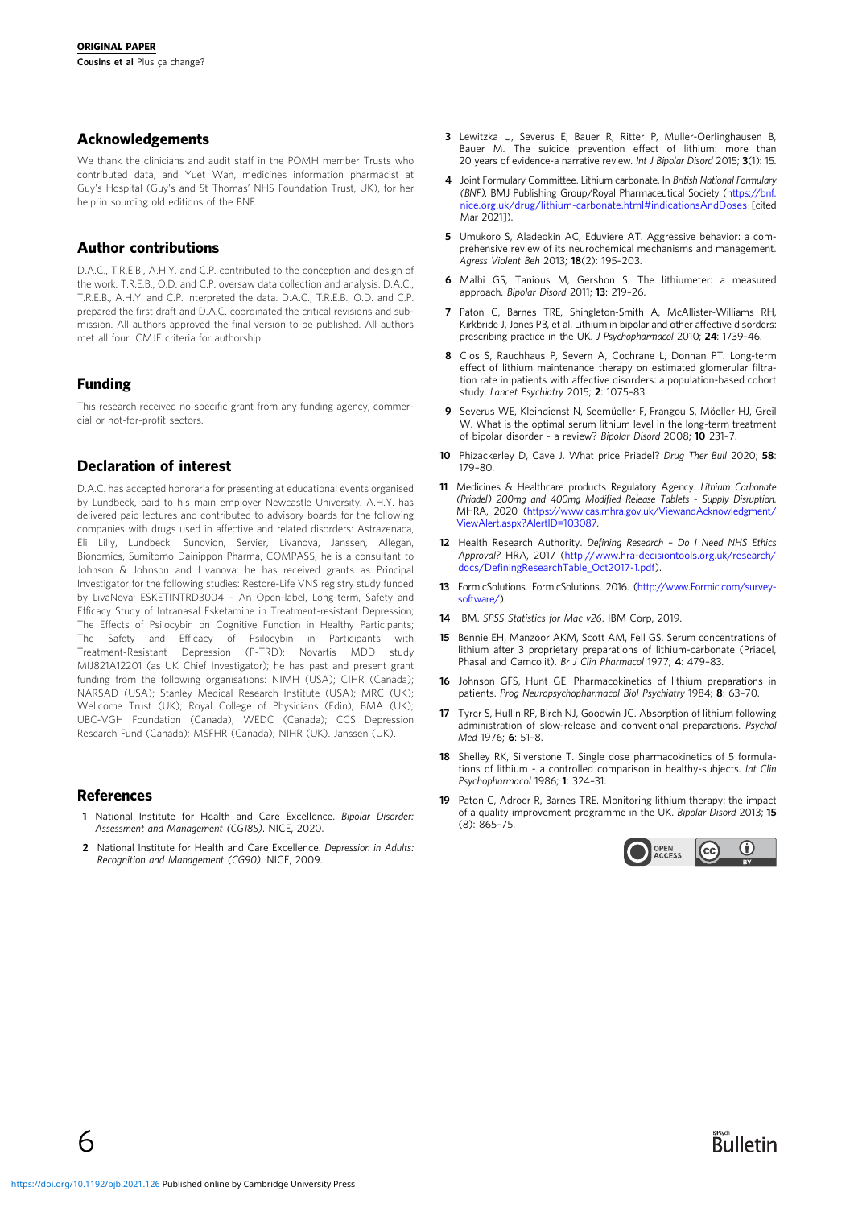## Acknowledgements

We thank the clinicians and audit staff in the POMH member Trusts who contributed data, and Yuet Wan, medicines information pharmacist at Guy's Hospital (Guy's and St Thomas' NHS Foundation Trust, UK), for her help in sourcing old editions of the BNF.

## Author contributions

D.A.C., T.R.E.B., A.H.Y. and C.P. contributed to the conception and design of the work. T.R.E.B., O.D. and C.P. oversaw data collection and analysis. D.A.C., T.R.E.B., A.H.Y. and C.P. interpreted the data. D.A.C., T.R.E.B., O.D. and C.P. prepared the first draft and D.A.C. coordinated the critical revisions and submission. All authors approved the final version to be published. All authors met all four ICMJE criteria for authorship.

## Funding

This research received no specific grant from any funding agency, commercial or not-for-profit sectors.

## Declaration of interest

D.A.C. has accepted honoraria for presenting at educational events organised by Lundbeck, paid to his main employer Newcastle University. A.H.Y. has delivered paid lectures and contributed to advisory boards for the following companies with drugs used in affective and related disorders: Astrazenaca, Eli Lilly, Lundbeck, Sunovion, Servier, Livanova, Janssen, Allegan, Bionomics, Sumitomo Dainippon Pharma, COMPASS; he is a consultant to Johnson & Johnson and Livanova; he has received grants as Principal Investigator for the following studies: Restore-Life VNS registry study funded by LivaNova; ESKETINTRD3004 – An Open-label, Long-term, Safety and Efficacy Study of Intranasal Esketamine in Treatment-resistant Depression; The Effects of Psilocybin on Cognitive Function in Healthy Participants; The Safety and Efficacy of Psilocybin in Participants with Treatment-Resistant Depression (P-TRD); Novartis MDD study MIJ821A12201 (as UK Chief Investigator); he has past and present grant funding from the following organisations: NIMH (USA); CIHR (Canada); NARSAD (USA); Stanley Medical Research Institute (USA); MRC (UK); Wellcome Trust (UK); Royal College of Physicians (Edin); BMA (UK); UBC-VGH Foundation (Canada); WEDC (Canada); CCS Depression Research Fund (Canada); MSFHR (Canada); NIHR (UK). Janssen (UK).

## References

1 National Institute for Health and Care Excellence. *Bipolar Disorder: Assessment and Management (CG185)*. NICE, 2020.

2 National Institute for Health and Care Excellence. *Depression in Adults: Recognition and Management (CG90)*. NICE, 2009.

3 Lewitzka U, Severus E, Bauer R, Ritter P, Muller-Oerlinghausen B, Bauer M. The suicide prevention effect of lithium: more than 20 years of evidence-a narrative review. *Int J Bipolar Disord* 2015; **3**(1): 15.

4 Joint Formulary Committee. Lithium carbonate. In *British National Formulary (BNF)*. BMJ Publishing Group/Royal Pharmaceutical Society (https://bnf.nice.org.uk/drug/lithium-carbonate.html#indicationsAndDoses [cited Mar 2021]).

5 Umukoro S, Aladeokin AC, Eduviere AT. Aggressive behavior: a comprehensive review of its neurochemical mechanisms and management. *Agress Violent Beh* 2013; **18**(2): 195–203.

6 Malhi GS, Tanious M, Gershon S. The lithiumeter: a measured approach. *Bipolar Disord* 2011; **13**: 219–26.

7 Paton C, Barnes TRE, Shingleton-Smith A, McAllister-Williams RH, Kirkbride J, Jones PB, et al. Lithium in bipolar and other affective disorders: prescribing practice in the UK. *J Psychopharmacol* 2010; **24**: 1739–46.

8 Clos S, Rauchhaus P, Severn A, Cochrane L, Donnan PT. Long-term effect of lithium maintenance therapy on estimated glomerular filtration rate in patients with affective disorders: a population-based cohort study. *Lancet Psychiatry* 2015; **2**: 1075–83.

9 Severus WE, Kleindienst N, Seemüeller F, Frangou S, Möeller HJ, Greil W. What is the optimal serum lithium level in the long-term treatment of bipolar disorder - a review? *Bipolar Disord* 2008; **10** 231–7.

10 Phizackerley D, Cave J. What price Priadel? *Drug Ther Bull* 2020; **58**: 179–80.

11 Medicines & Healthcare products Regulatory Agency. *Lithium Carbonate (Priadel) 200mg and 400mg Modified Release Tablets - Supply Disruption*. MHRA, 2020 (https://www.cas.mhra.gov.uk/ViewandAcknowledgment/ViewAlert.aspx?AlertID=103087.

12 Health Research Authority. *Defining Research – Do I Need NHS Ethics Approval?* HRA, 2017 (http://www.hra-decisiontools.org.uk/research/docs/DefiningResearchTable_Oct2017-1.pdf).

13 FormicSolutions. FormicSolutions, 2016. (http://www.Formic.com/survey-software/).

14 IBM. *SPSS Statistics for Mac v26*. IBM Corp, 2019.

15 Bennie EH, Manzoor AKM, Scott AM, Fell GS. Serum concentrations of lithium after 3 proprietary preparations of lithium-carbonate (Priadel, Phasal and Camcolit). *Br J Clin Pharmacol* 1977; **4**: 479–83.

16 Johnson GFS, Hunt GE. Pharmacokinetics of lithium preparations in patients. *Prog Neuropsychopharmacol Biol Psychiatry* 1984; **8**: 63–70.

17 Tyrer S, Hullin RP, Birch NJ, Goodwin JC. Absorption of lithium following administration of slow-release and conventional preparations. *Psychol Med* 1976; **6**: 51–8.

18 Shelley RK, Silverstone T. Single dose pharmacokinetics of 5 formulations of lithium - a controlled comparison in healthy-subjects. *Int Clin Psychopharmacol* 1986; **1**: 324–31.

19 Paton C, Adroer R, Barnes TRE. Monitoring lithium therapy: the impact of a quality improvement programme in the UK. *Bipolar Disord* 2013; **15** (8): 865–75.